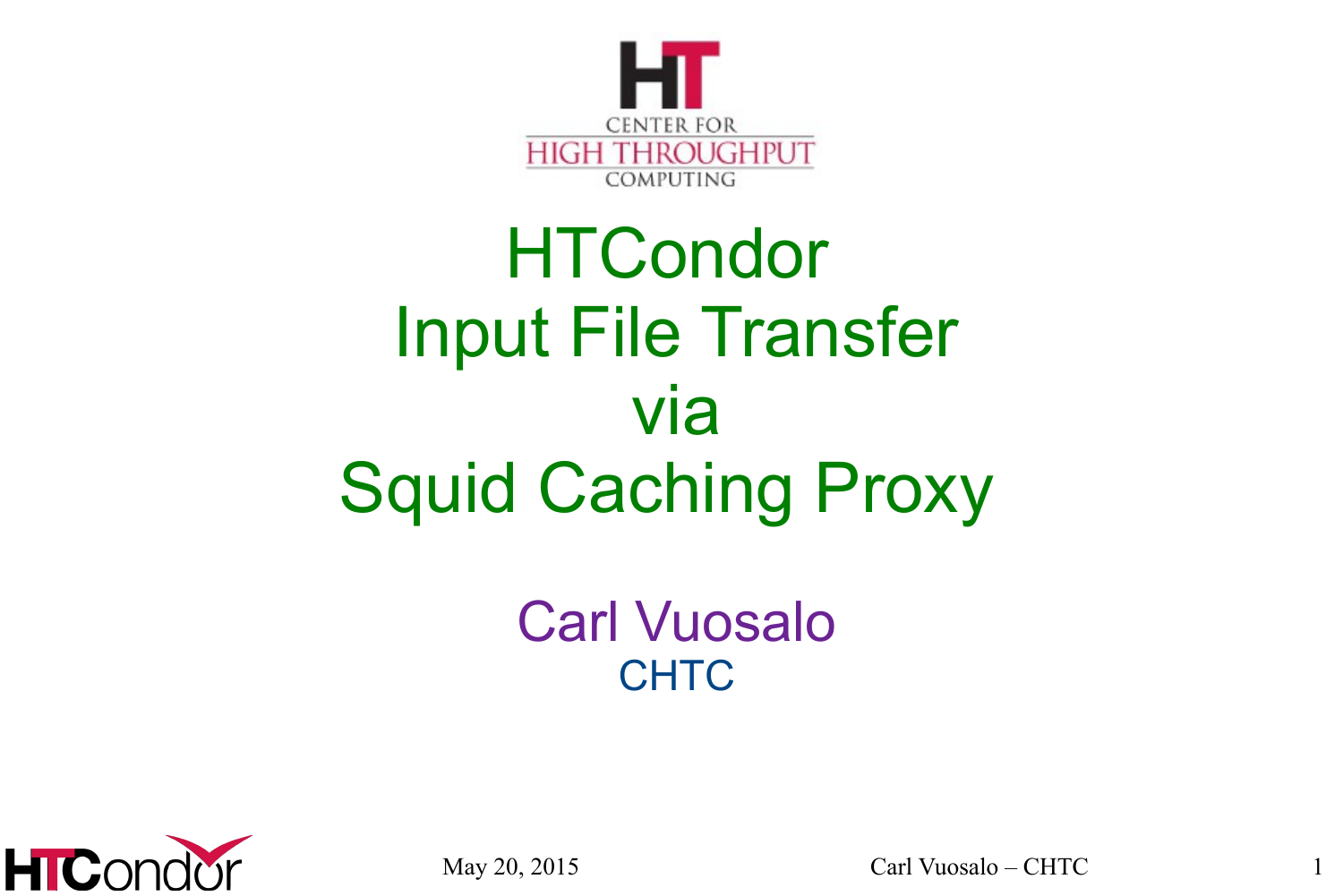CENTER FOR HIGH THROUGHPUT COMPUTING

# HTCondor Input File Transfer via Squid Caching Proxy

Carl Vuosalo

CHTC

May 20, 2015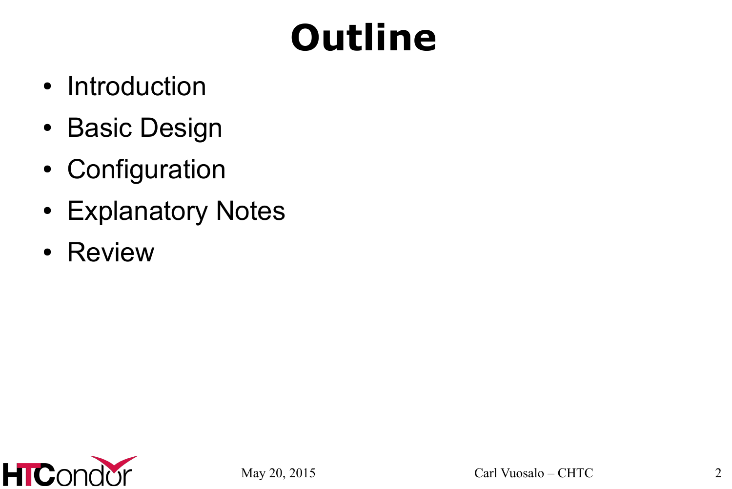# Outline

- Introduction
- Basic Design
- Configuration
- Explanatory Notes
- Review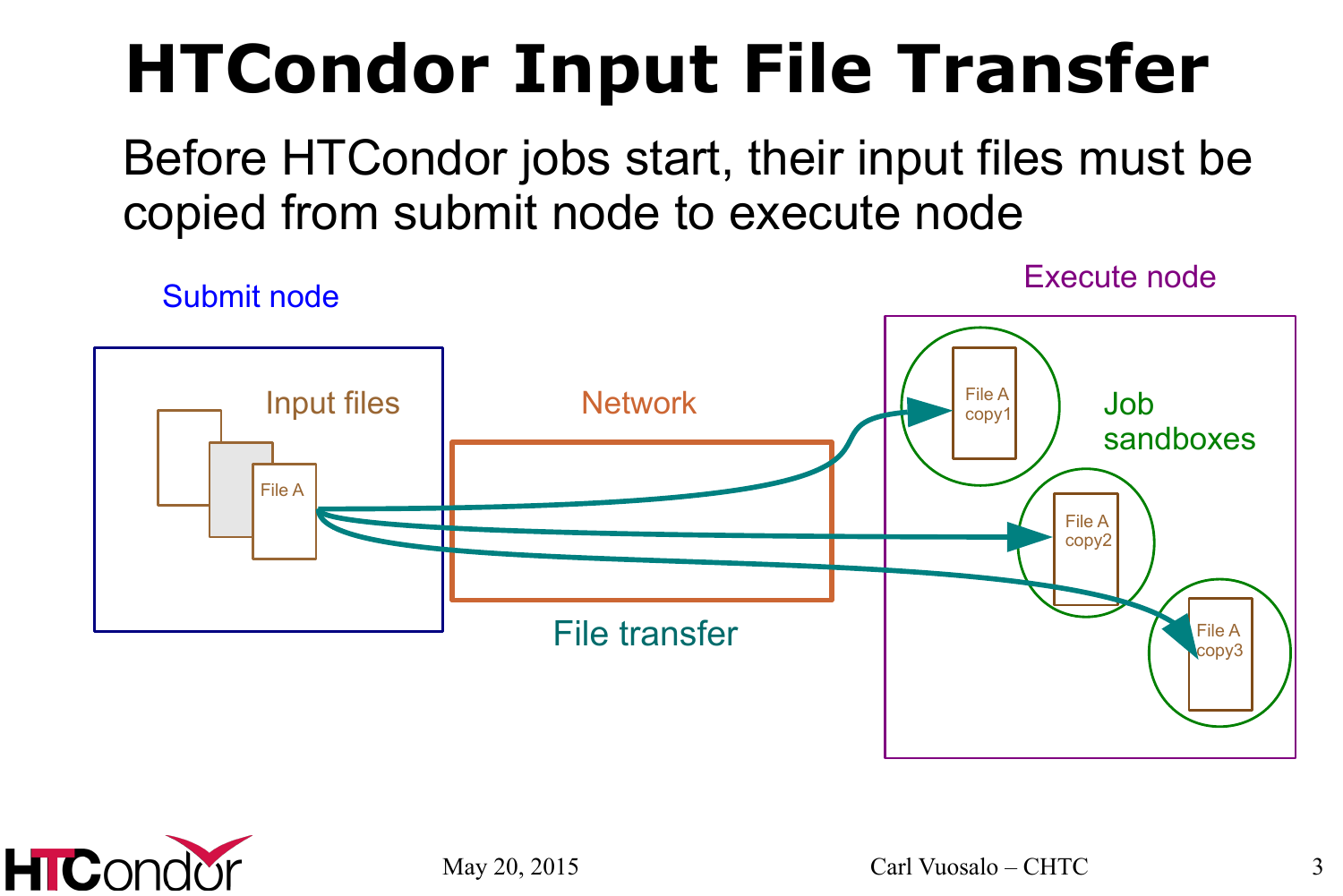# HTCondor Input File Transfer

Before HTCondor jobs start, their input files must be copied from submit node to execute node

Submit node

Input files

File A

Network

File transfer

Execute node

Job sandboxes

File A copy1

File A copy2

File A copy3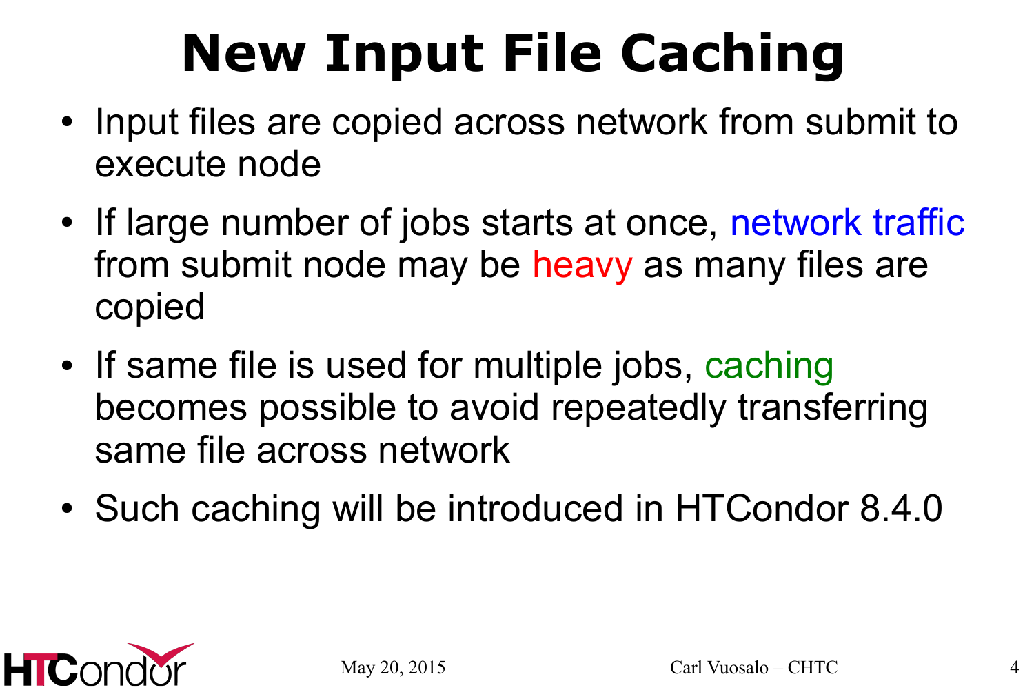# New Input File Caching

- Input files are copied across network from submit to execute node
- If large number of jobs starts at once, network traffic from submit node may be heavy as many files are copied
- If same file is used for multiple jobs, caching becomes possible to avoid repeatedly transferring same file across network
- Such caching will be introduced in HTCondor 8.4.0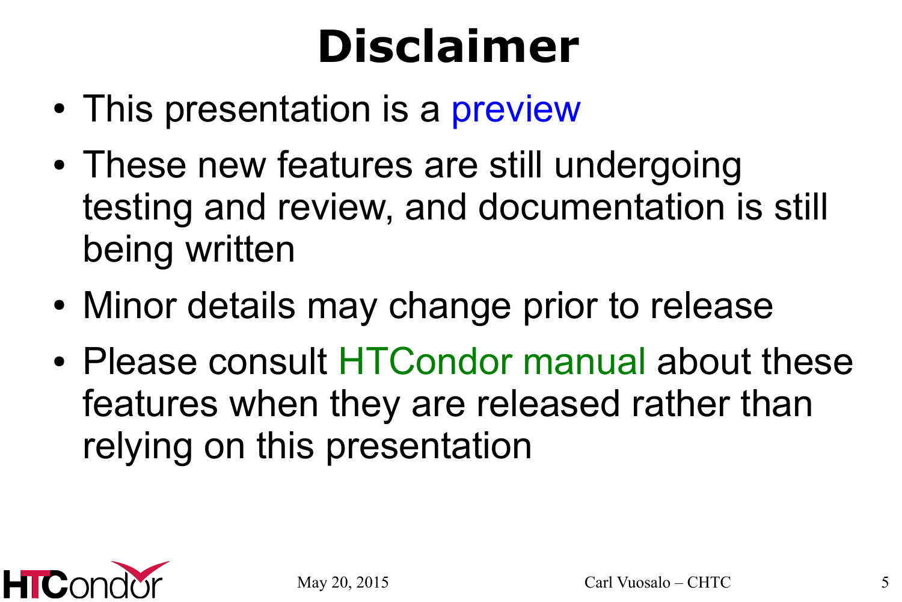# Disclaimer

- This presentation is a preview
- These new features are still undergoing testing and review, and documentation is still being written
- Minor details may change prior to release
- Please consult HTCondor manual about these features when they are released rather than relying on this presentation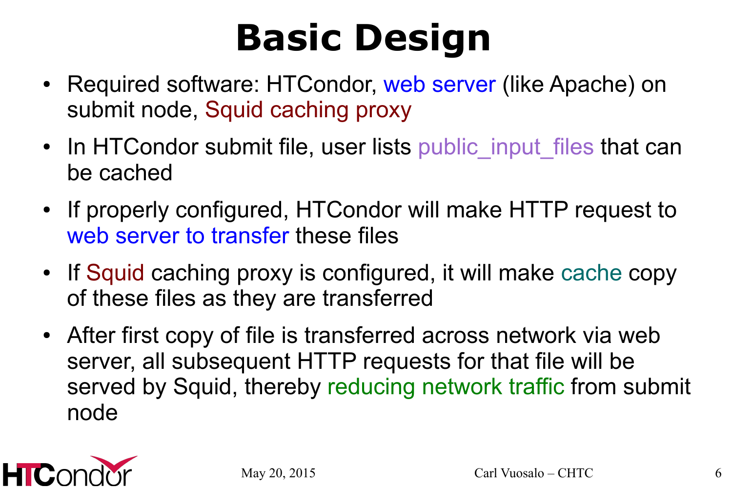# Basic Design

- Required software: HTCondor, web server (like Apache) on submit node, Squid caching proxy
- In HTCondor submit file, user lists public_input_files that can be cached
- If properly configured, HTCondor will make HTTP request to web server to transfer these files
- If Squid caching proxy is configured, it will make cache copy of these files as they are transferred
- After first copy of file is transferred across network via web server, all subsequent HTTP requests for that file will be served by Squid, thereby reducing network traffic from submit node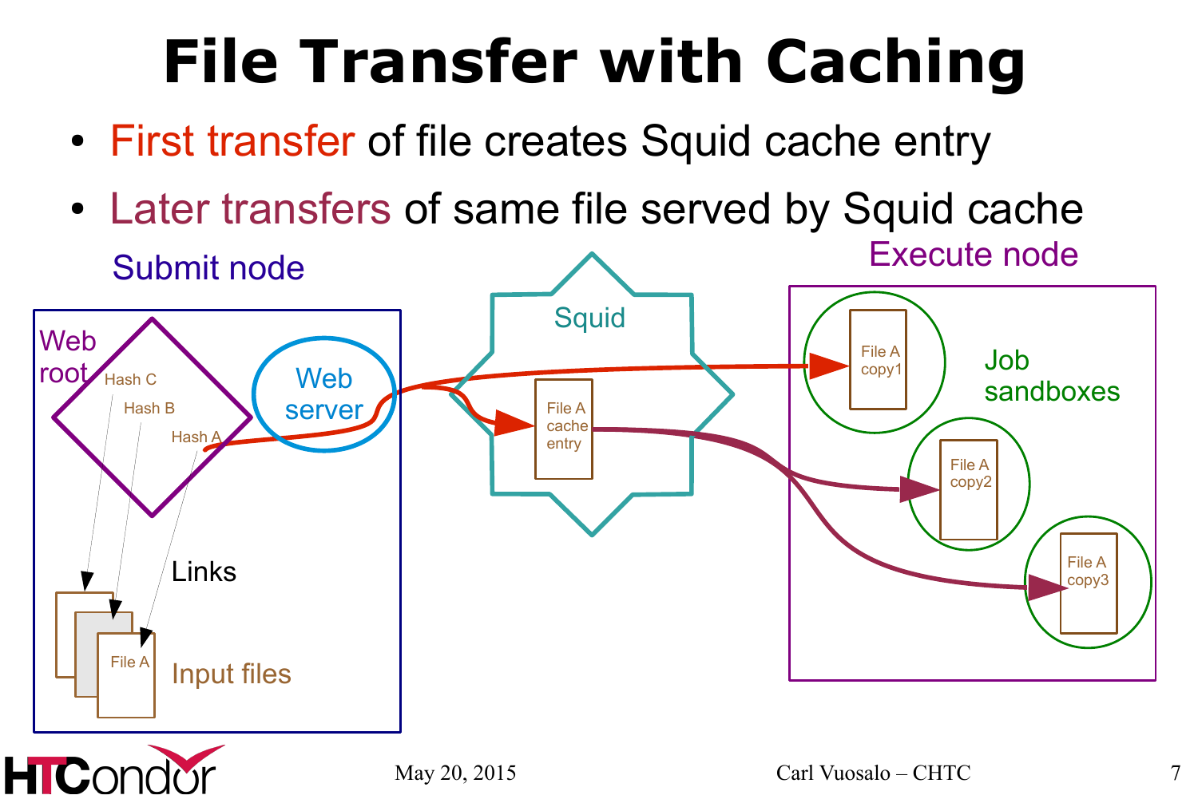# File Transfer with Caching

- First transfer of file creates Squid cache entry
- Later transfers of same file served by Squid cache

Submit node

Web root

Hash C

Hash B

Hash A

Web server

Links

File A

Input files

Squid

File A cache entry

Execute node

File A copy1

Job sandboxes

File A copy2

File A copy3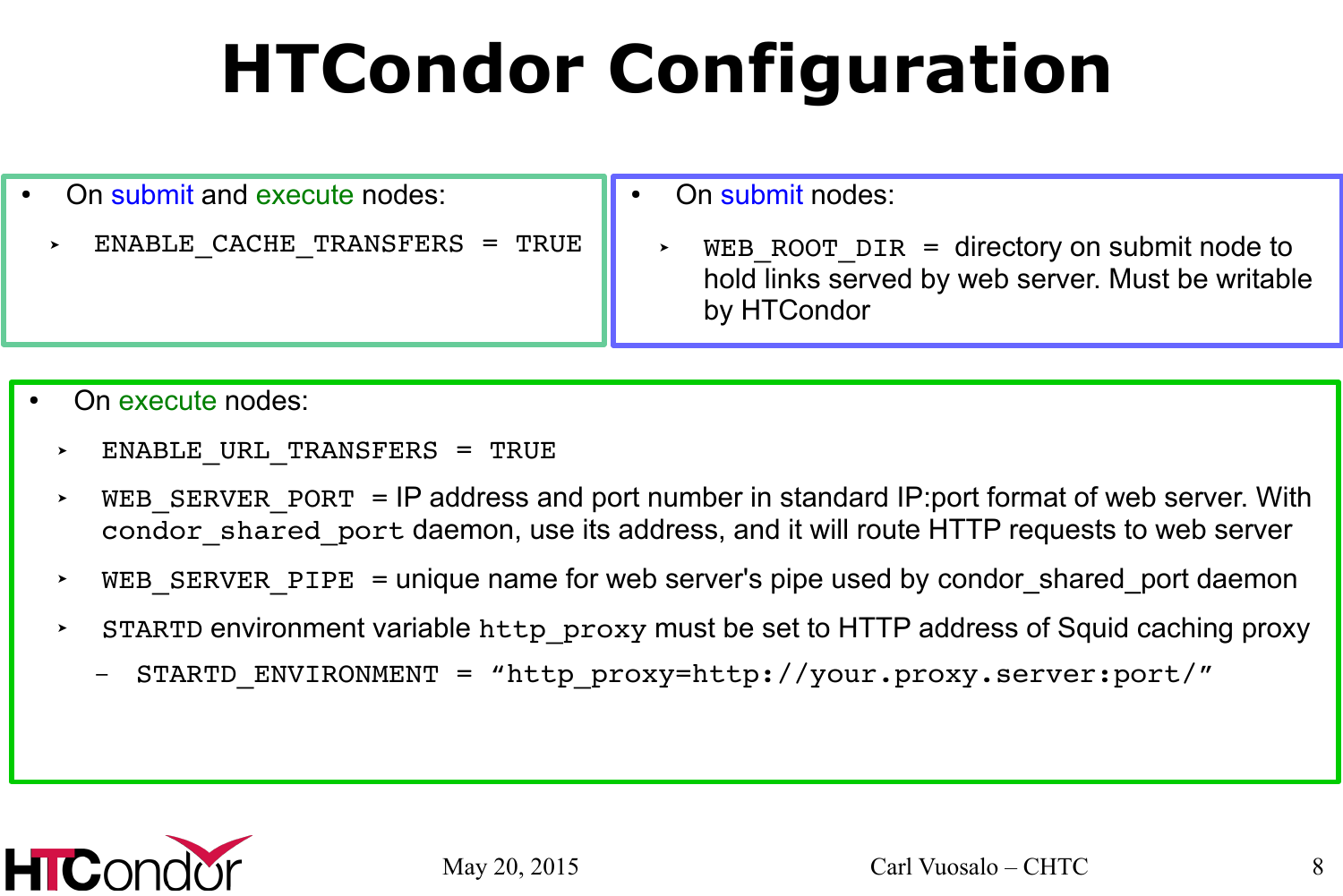# HTCondor Configuration

- On submit and execute nodes:
  - `ENABLE_CACHE_TRANSFERS = TRUE`

- On submit nodes:
  - `WEB_ROOT_DIR` = directory on submit node to hold links served by web server. Must be writable by HTCondor

- On execute nodes:
  - `ENABLE_URL_TRANSFERS = TRUE`
  - `WEB_SERVER_PORT` = IP address and port number in standard IP:port format of web server. With `condor_shared_port` daemon, use its address, and it will route HTTP requests to web server
  - `WEB_SERVER_PIPE` = unique name for web server's pipe used by condor_shared_port daemon
  - `STARTD` environment variable `http_proxy` must be set to HTTP address of Squid caching proxy
    - `STARTD_ENVIRONMENT = "http_proxy=http://your.proxy.server:port/"`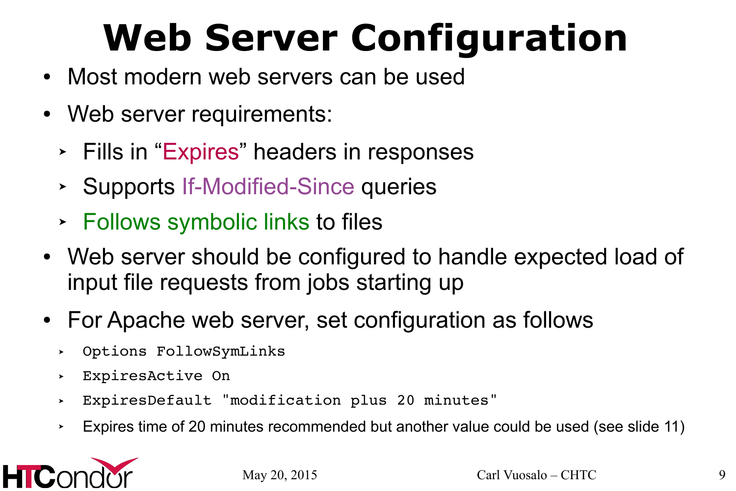# Web Server Configuration

- Most modern web servers can be used
- Web server requirements:
  - Fills in "Expires" headers in responses
  - Supports If-Modified-Since queries
  - Follows symbolic links to files
- Web server should be configured to handle expected load of input file requests from jobs starting up
- For Apache web server, set configuration as follows
  - `Options FollowSymLinks`
  - `ExpiresActive On`
  - `ExpiresDefault "modification plus 20 minutes"`
  - Expires time of 20 minutes recommended but another value could be used (see slide 11)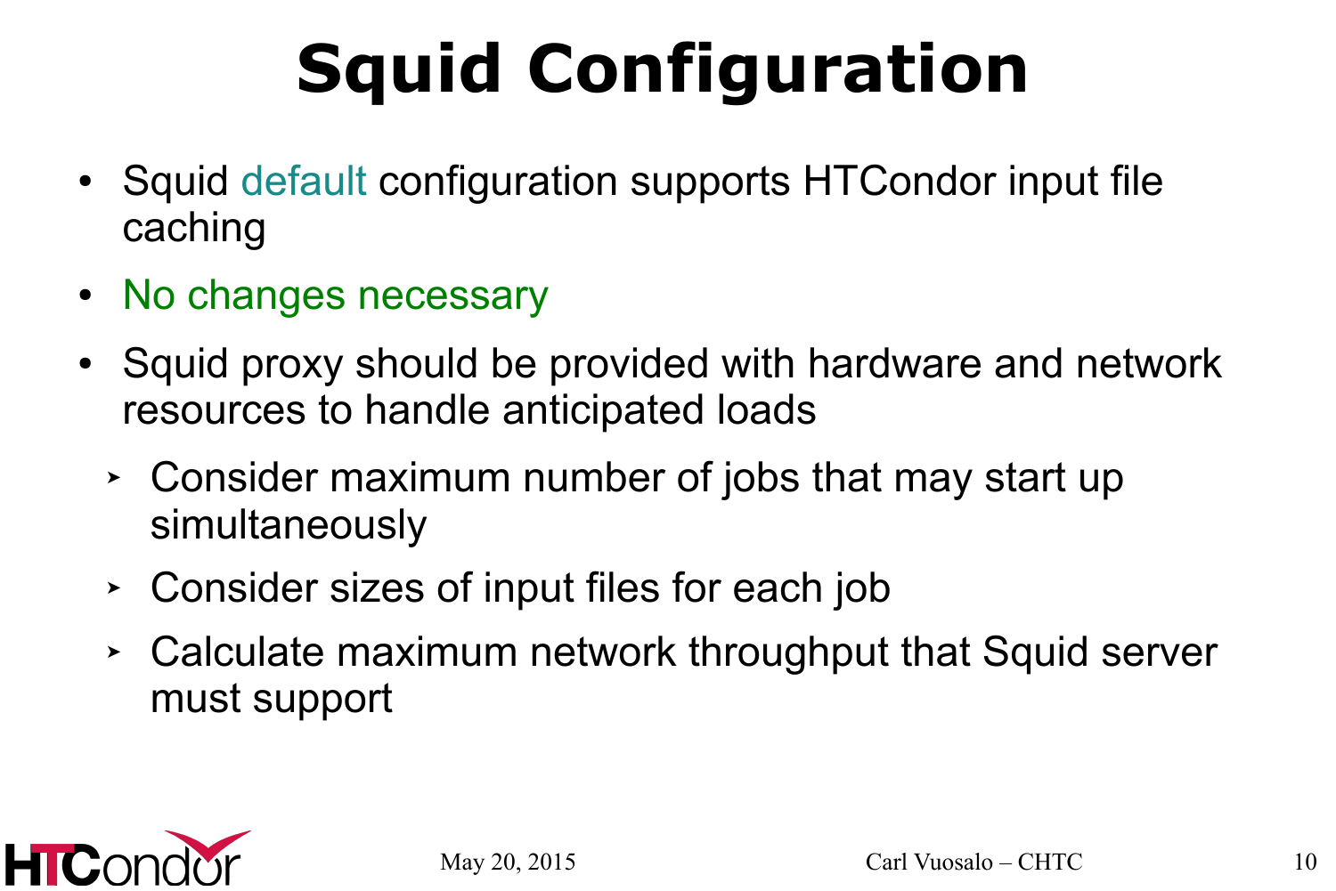# Squid Configuration

- Squid default configuration supports HTCondor input file caching
- No changes necessary
- Squid proxy should be provided with hardware and network resources to handle anticipated loads
  - Consider maximum number of jobs that may start up simultaneously
  - Consider sizes of input files for each job
  - Calculate maximum network throughput that Squid server must support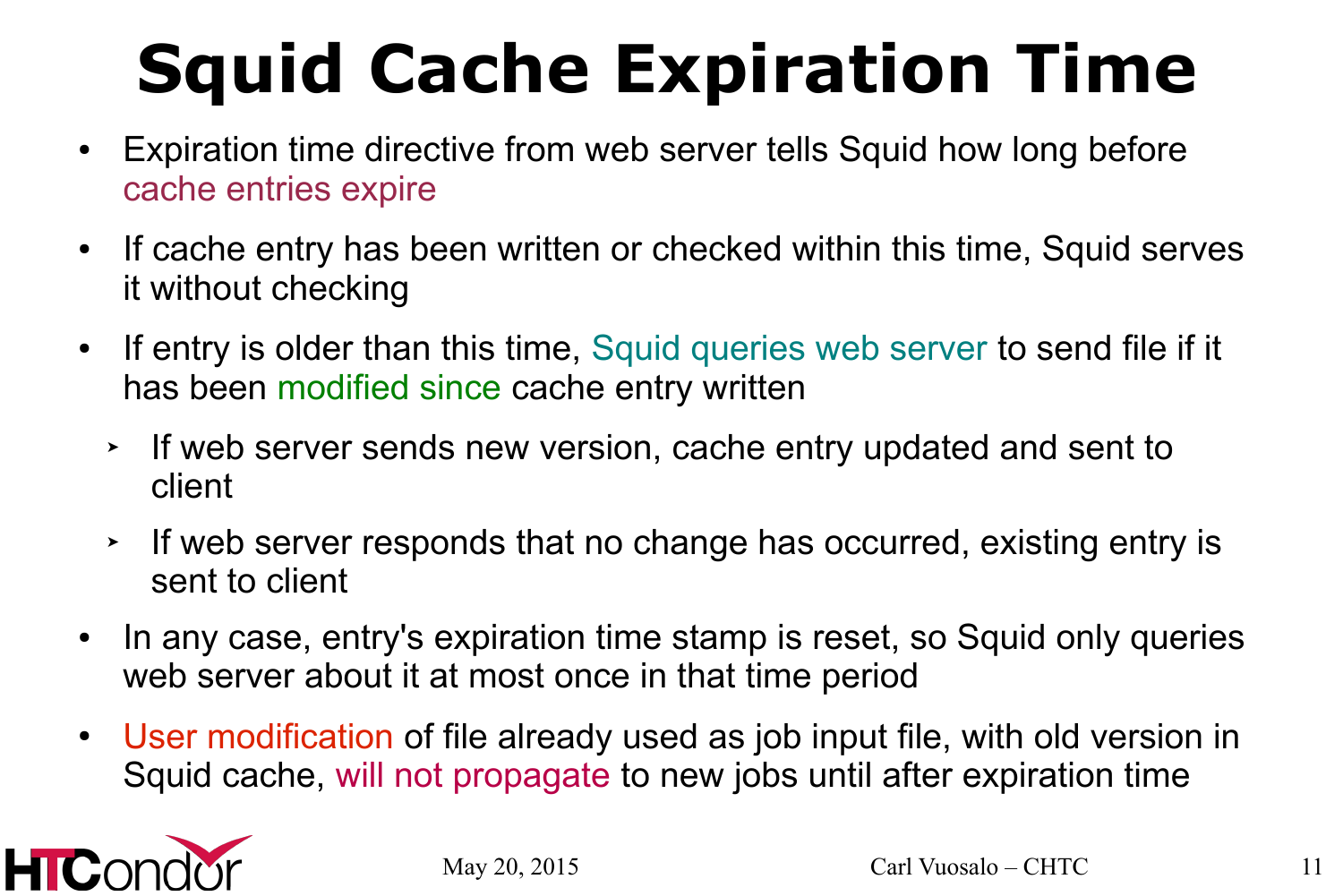# Squid Cache Expiration Time

- Expiration time directive from web server tells Squid how long before cache entries expire
- If cache entry has been written or checked within this time, Squid serves it without checking
- If entry is older than this time, Squid queries web server to send file if it has been modified since cache entry written
  - If web server sends new version, cache entry updated and sent to client
  - If web server responds that no change has occurred, existing entry is sent to client
- In any case, entry's expiration time stamp is reset, so Squid only queries web server about it at most once in that time period
- User modification of file already used as job input file, with old version in Squid cache, will not propagate to new jobs until after expiration time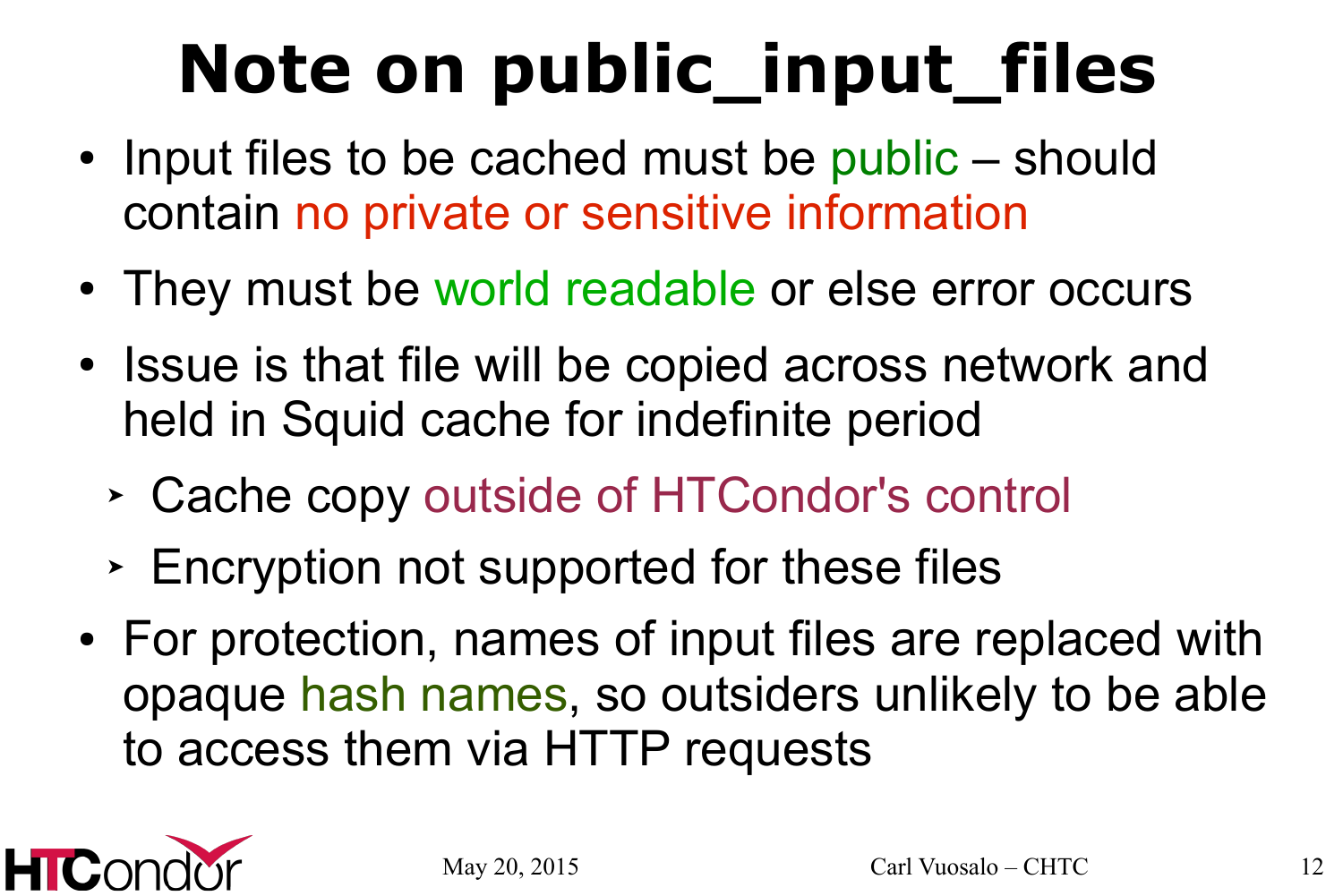# Note on public_input_files

- Input files to be cached must be public – should contain no private or sensitive information
- They must be world readable or else error occurs
- Issue is that file will be copied across network and held in Squid cache for indefinite period
  - Cache copy outside of HTCondor's control
  - Encryption not supported for these files
- For protection, names of input files are replaced with opaque hash names, so outsiders unlikely to be able to access them via HTTP requests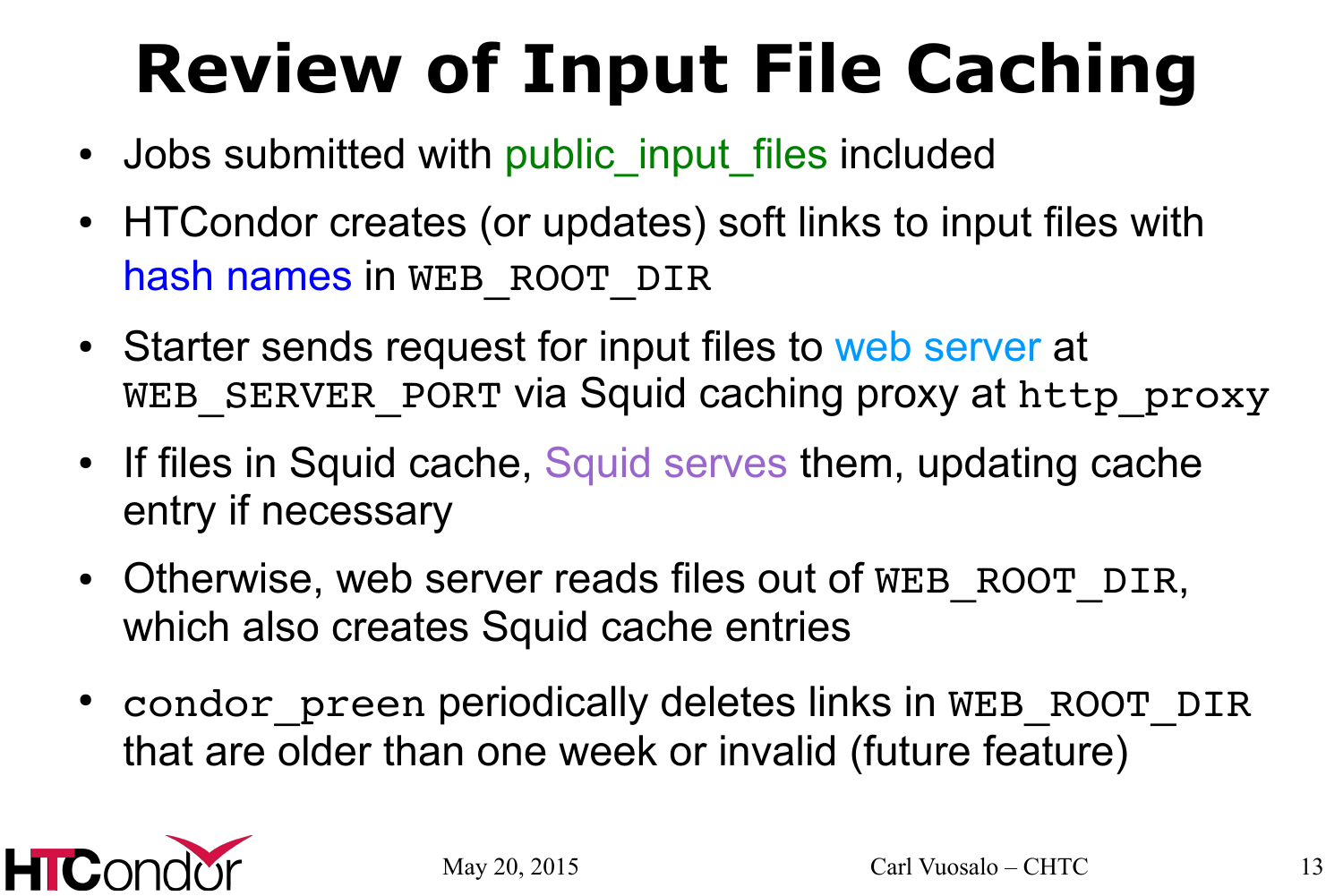# Review of Input File Caching

- Jobs submitted with public_input_files included
- HTCondor creates (or updates) soft links to input files with hash names in `WEB_ROOT_DIR`
- Starter sends request for input files to web server at `WEB_SERVER_PORT` via Squid caching proxy at `http_proxy`
- If files in Squid cache, Squid serves them, updating cache entry if necessary
- Otherwise, web server reads files out of `WEB_ROOT_DIR`, which also creates Squid cache entries
- `condor_preen` periodically deletes links in `WEB_ROOT_DIR` that are older than one week or invalid (future feature)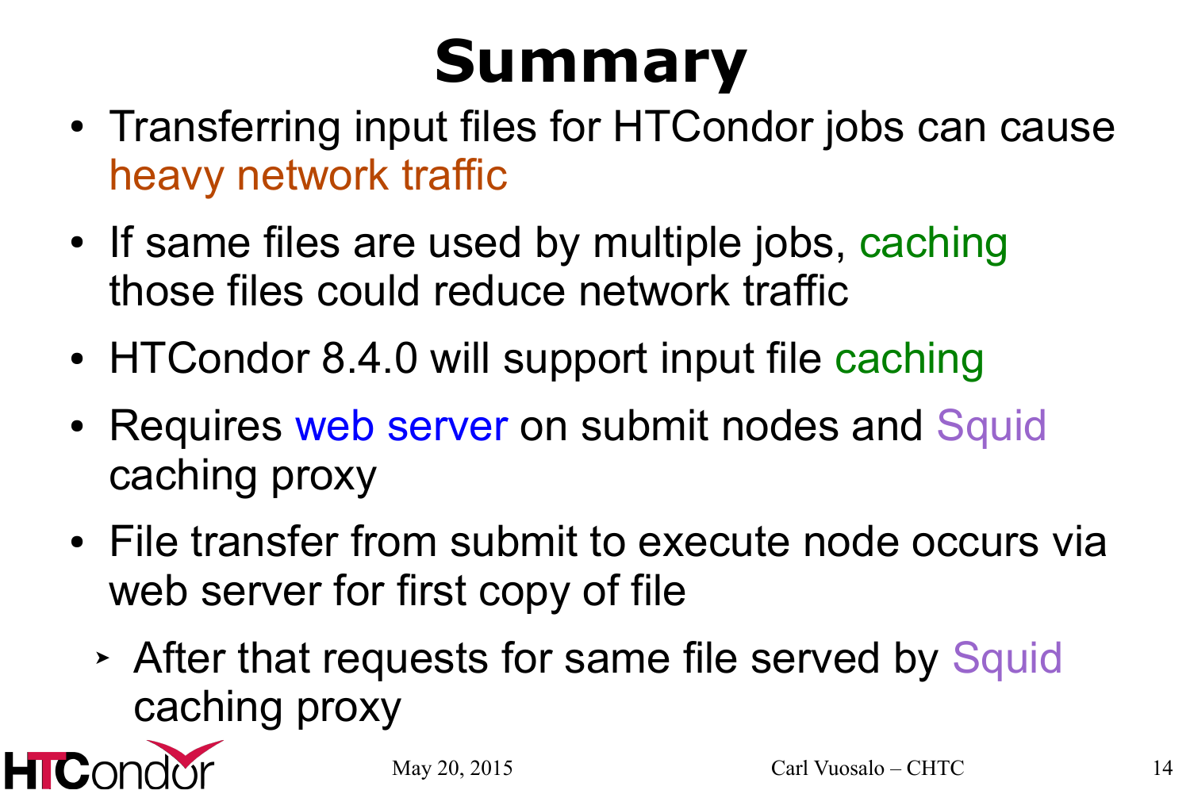# Summary

- Transferring input files for HTCondor jobs can cause heavy network traffic
- If same files are used by multiple jobs, caching those files could reduce network traffic
- HTCondor 8.4.0 will support input file caching
- Requires web server on submit nodes and Squid caching proxy
- File transfer from submit to execute node occurs via web server for first copy of file
  - After that requests for same file served by Squid caching proxy